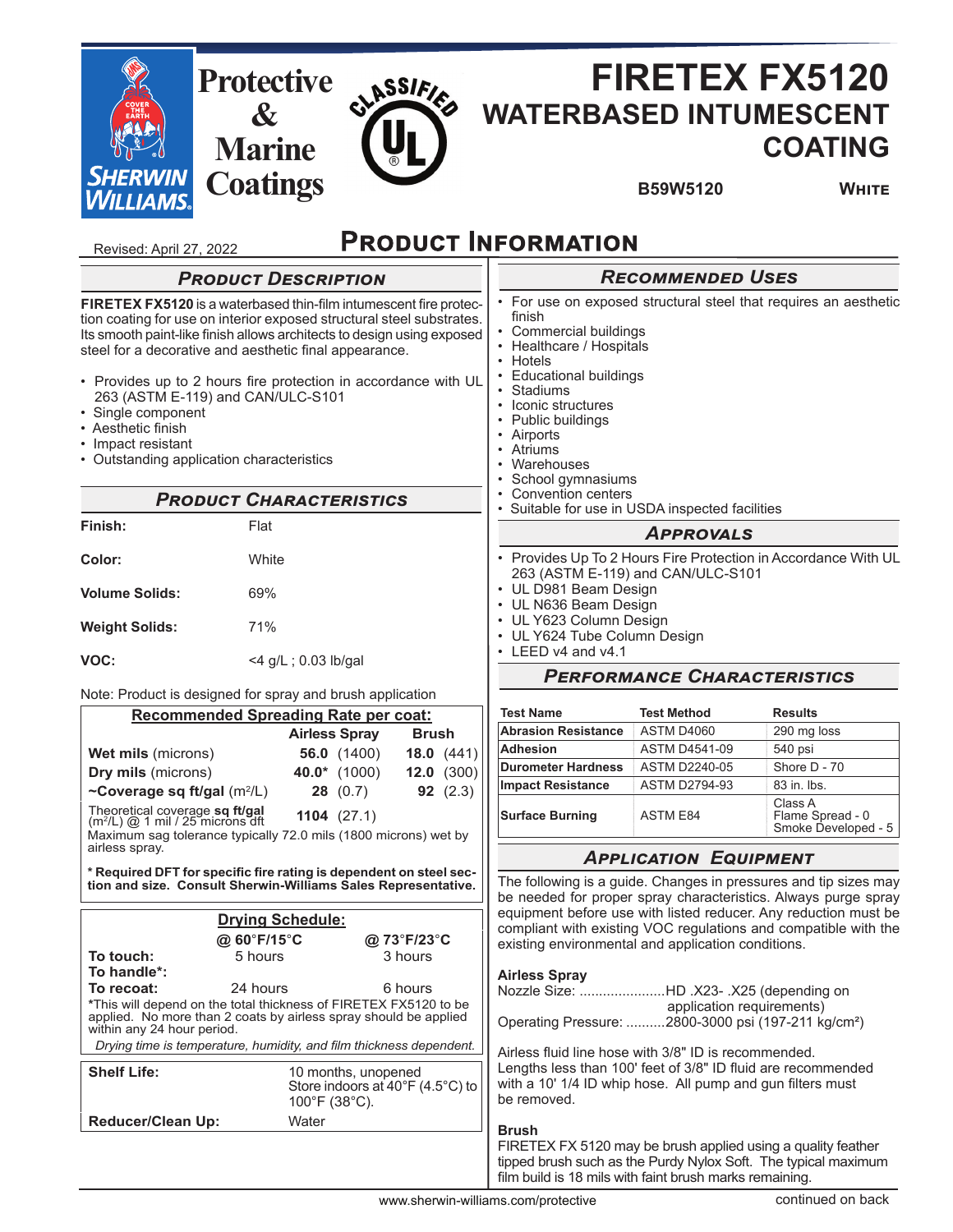Sherwin-Williams Protective & Marine Coatings

# FIRETEX FX5120

## WATERBASED INTUMESCENT COATING

**B59W5120** **WHITE**

Revised: April 27, 2022

# PRODUCT INFORMATION

## PRODUCT DESCRIPTION

**FIRETEX FX5120** is a waterbased thin-film intumescent fire protection coating for use on interior exposed structural steel substrates. Its smooth paint-like finish allows architects to design using exposed steel for a decorative and aesthetic final appearance.

- Provides up to 2 hours fire protection in accordance with UL 263 (ASTM E-119) and CAN/ULC-S101
- Single component
- Aesthetic finish
- Impact resistant
- Outstanding application characteristics

## PRODUCT CHARACTERISTICS

| | |
|---|---|
| **Finish:** | Flat |
| **Color:** | White |
| **Volume Solids:** | 69% |
| **Weight Solids:** | 71% |
| **VOC:** | <4 g/L ; 0.03 lb/gal |

Note: Product is designed for spray and brush application

**Recommended Spreading Rate per coat:**

| | Airless Spray | Brush |
|---|---|---|
| **Wet mils** (microns) | **56.0** (1400) | **18.0** (441) |
| **Dry mils** (microns) | **40.0*** (1000) | **12.0** (300) |
| ~**Coverage sq ft/gal** ($m^2$/L) | **28** (0.7) | **92** (2.3) |
| Theoretical coverage **sq ft/gal** ($m^2$/L) @ 1 mil / 25 microns dft | **1104** (27.1) | |

Maximum sag tolerance typically 72.0 mils (1800 microns) wet by airless spray.

**\* Required DFT for specific fire rating is dependent on steel section and size. Consult Sherwin-Williams Sales Representative.**

**Drying Schedule:**

| | @ 60°F/15°C | @ 73°F/23°C |
|---|---|---|
| **To touch:** | 5 hours | 3 hours |
| **To handle*:** | | |
| **To recoat:** | 24 hours | 6 hours |

*This will depend on the total thickness of FIRETEX FX5120 to be applied. No more than 2 coats by airless spray should be applied within any 24 hour period.

*Drying time is temperature, humidity, and film thickness dependent.*

| | |
|---|---|
| **Shelf Life:** | 10 months, unopened<br>Store indoors at 40°F (4.5°C) to 100°F (38°C). |
| **Reducer/Clean Up:** | Water |

## RECOMMENDED USES

- For use on exposed structural steel that requires an aesthetic finish
- Commercial buildings
- Healthcare / Hospitals
- Hotels
- Educational buildings
- Stadiums
- Iconic structures
- Public buildings
- Airports
- Atriums
- Warehouses
- School gymnasiums
- Convention centers
- Suitable for use in USDA inspected facilities

## APPROVALS

- Provides Up To 2 Hours Fire Protection in Accordance With UL 263 (ASTM E-119) and CAN/ULC-S101
- UL D981 Beam Design
- UL N636 Beam Design
- UL Y623 Column Design
- UL Y624 Tube Column Design
- LEED v4 and v4.1

## PERFORMANCE CHARACTERISTICS

| Test Name | Test Method | Results |
|---|---|---|
| **Abrasion Resistance** | ASTM D4060 | 290 mg loss |
| **Adhesion** | ASTM D4541-09 | 540 psi |
| **Durometer Hardness** | ASTM D2240-05 | Shore D - 70 |
| **Impact Resistance** | ASTM D2794-93 | 83 in. lbs. |
| **Surface Burning** | ASTM E84 | Class A<br>Flame Spread - 0<br>Smoke Developed - 5 |

## APPLICATION EQUIPMENT

The following is a guide. Changes in pressures and tip sizes may be needed for proper spray characteristics. Always purge spray equipment before use with listed reducer. Any reduction must be compliant with existing VOC regulations and compatible with the existing environmental and application conditions.

**Airless Spray**

Nozzle Size: ......................HD .X23- .X25 (depending on application requirements)

Operating Pressure: ..........2800-3000 psi (197-211 kg/cm²)

Airless fluid line hose with 3/8" ID is recommended. Lengths less than 100' feet of 3/8" ID fluid are recommended with a 10' 1/4 ID whip hose. All pump and gun filters must be removed.

**Brush**

FIRETEX FX 5120 may be brush applied using a quality feather tipped brush such as the Purdy Nylox Soft. The typical maximum film build is 18 mils with faint brush marks remaining.

www.sherwin-williams.com/protective

continued on back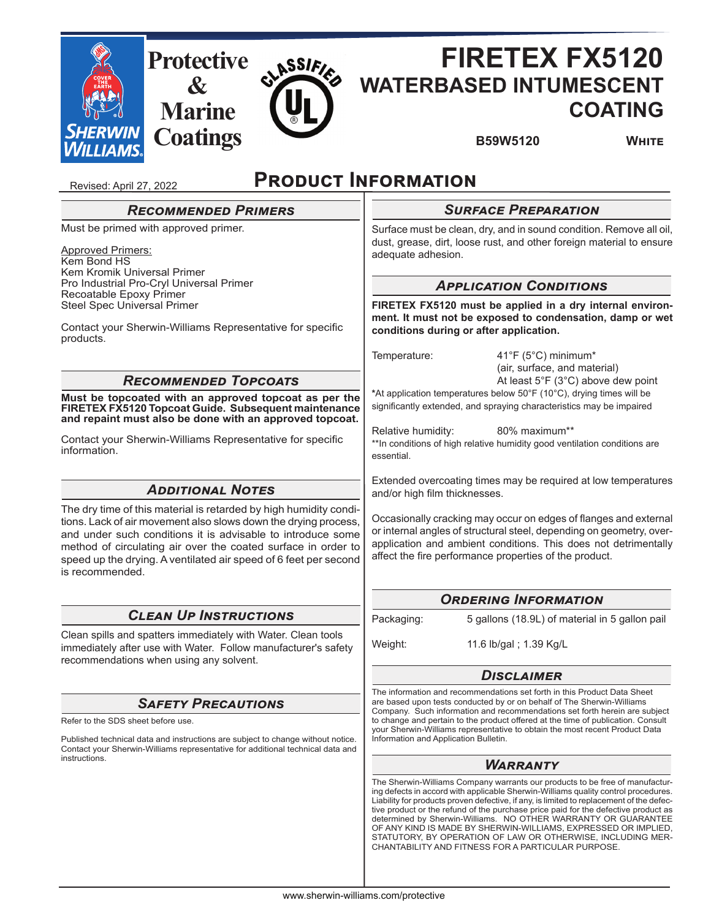# FIRETEX FX5120

## WATERBASED INTUMESCENT COATING

**B59W5120** **WHITE**

Revised: April 27, 2022

# PRODUCT INFORMATION

### RECOMMENDED PRIMERS

Must be primed with approved primer.

Approved Primers:
Kem Bond HS
Kem Kromik Universal Primer
Pro Industrial Pro-Cryl Universal Primer
Recoatable Epoxy Primer
Steel Spec Universal Primer

Contact your Sherwin-Williams Representative for specific products.

### RECOMMENDED TOPCOATS

**Must be topcoated with an approved topcoat as per the FIRETEX FX5120 Topcoat Guide. Subsequent maintenance and repaint must also be done with an approved topcoat.**

Contact your Sherwin-Williams Representative for specific information.

### ADDITIONAL NOTES

The dry time of this material is retarded by high humidity conditions. Lack of air movement also slows down the drying process, and under such conditions it is advisable to introduce some method of circulating air over the coated surface in order to speed up the drying. A ventilated air speed of 6 feet per second is recommended.

### CLEAN UP INSTRUCTIONS

Clean spills and spatters immediately with Water. Clean tools immediately after use with Water. Follow manufacturer's safety recommendations when using any solvent.

### SAFETY PRECAUTIONS

Refer to the SDS sheet before use.

Published technical data and instructions are subject to change without notice. Contact your Sherwin-Williams representative for additional technical data and instructions.

### SURFACE PREPARATION

Surface must be clean, dry, and in sound condition. Remove all oil, dust, grease, dirt, loose rust, and other foreign material to ensure adequate adhesion.

### APPLICATION CONDITIONS

**FIRETEX FX5120 must be applied in a dry internal environment. It must not be exposed to condensation, damp or wet conditions during or after application.**

Temperature: 41°F (5°C) minimum*
(air, surface, and material)
At least 5°F (3°C) above dew point

*At application temperatures below 50°F (10°C), drying times will be significantly extended, and spraying characteristics may be impaired

Relative humidity: 80% maximum**

**In conditions of high relative humidity good ventilation conditions are essential.

Extended overcoating times may be required at low temperatures and/or high film thicknesses.

Occasionally cracking may occur on edges of flanges and external or internal angles of structural steel, depending on geometry, over-application and ambient conditions. This does not detrimentally affect the fire performance properties of the product.

### ORDERING INFORMATION

| | |
|---|---|
| Packaging: | 5 gallons (18.9L) of material in 5 gallon pail |
| Weight: | 11.6 lb/gal ; 1.39 Kg/L |

### DISCLAIMER

The information and recommendations set forth in this Product Data Sheet are based upon tests conducted by or on behalf of The Sherwin-Williams Company. Such information and recommendations set forth herein are subject to change and pertain to the product offered at the time of publication. Consult your Sherwin-Williams representative to obtain the most recent Product Data Information and Application Bulletin.

### WARRANTY

The Sherwin-Williams Company warrants our products to be free of manufacturing defects in accord with applicable Sherwin-Williams quality control procedures. Liability for products proven defective, if any, is limited to replacement of the defective product or the refund of the purchase price paid for the defective product as determined by Sherwin-Williams. NO OTHER WARRANTY OR GUARANTEE OF ANY KIND IS MADE BY SHERWIN-WILLIAMS, EXPRESSED OR IMPLIED, STATUTORY, BY OPERATION OF LAW OR OTHERWISE, INCLUDING MERCHANTABILITY AND FITNESS FOR A PARTICULAR PURPOSE.

www.sherwin-williams.com/protective